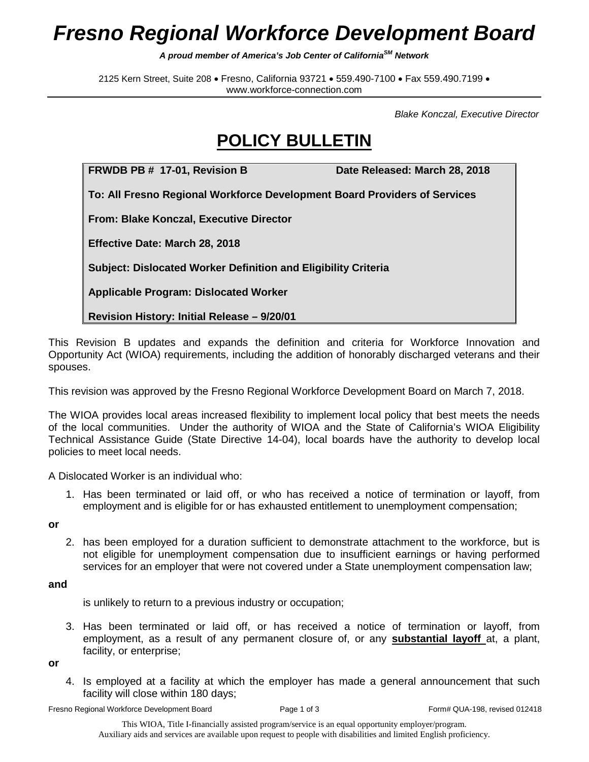# *Fresno Regional Workforce Development Board*

***A proud member of America's Job Center of California℠ Network***

2125 Kern Street, Suite 208 • Fresno, California 93721 • 559.490-7100 • Fax 559.490.7199 • www.workforce-connection.com

*Blake Konczal, Executive Director*

# **POLICY BULLETIN**

**FRWDB PB # 17-01, Revision B** **Date Released: March 28, 2018**

**To: All Fresno Regional Workforce Development Board Providers of Services**

**From: Blake Konczal, Executive Director**

**Effective Date: March 28, 2018**

**Subject: Dislocated Worker Definition and Eligibility Criteria**

**Applicable Program: Dislocated Worker**

**Revision History: Initial Release – 9/20/01**

This Revision B updates and expands the definition and criteria for Workforce Innovation and Opportunity Act (WIOA) requirements, including the addition of honorably discharged veterans and their spouses.

This revision was approved by the Fresno Regional Workforce Development Board on March 7, 2018.

The WIOA provides local areas increased flexibility to implement local policy that best meets the needs of the local communities. Under the authority of WIOA and the State of California's WIOA Eligibility Technical Assistance Guide (State Directive 14-04), local boards have the authority to develop local policies to meet local needs.

A Dislocated Worker is an individual who:

1. Has been terminated or laid off, or who has received a notice of termination or layoff, from employment and is eligible for or has exhausted entitlement to unemployment compensation;

**or**

2. has been employed for a duration sufficient to demonstrate attachment to the workforce, but is not eligible for unemployment compensation due to insufficient earnings or having performed services for an employer that were not covered under a State unemployment compensation law;

**and**

is unlikely to return to a previous industry or occupation;

3. Has been terminated or laid off, or has received a notice of termination or layoff, from employment, as a result of any permanent closure of, or any **substantial layoff** at, a plant, facility, or enterprise;

**or**

4. Is employed at a facility at which the employer has made a general announcement that such facility will close within 180 days;

This WIOA, Title I-financially assisted program/service is an equal opportunity employer/program.
Auxiliary aids and services are available upon request to people with disabilities and limited English proficiency.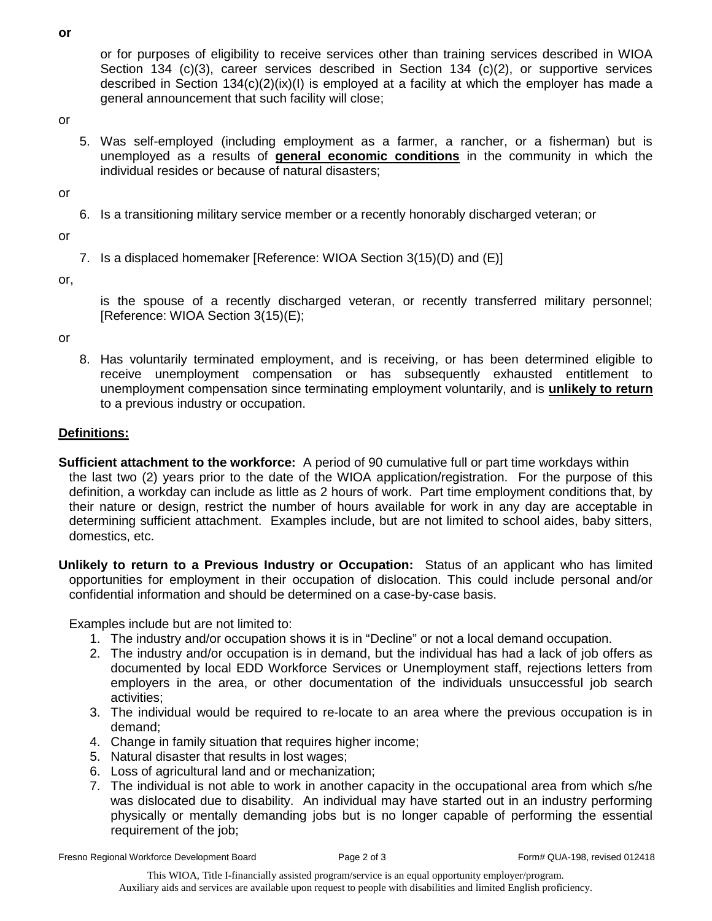**or**

or for purposes of eligibility to receive services other than training services described in WIOA Section 134 (c)(3), career services described in Section 134 (c)(2), or supportive services described in Section 134(c)(2)(ix)(I) is employed at a facility at which the employer has made a general announcement that such facility will close;

or

5. Was self-employed (including employment as a farmer, a rancher, or a fisherman) but is unemployed as a results of **general economic conditions** in the community in which the individual resides or because of natural disasters;

or

6. Is a transitioning military service member or a recently honorably discharged veteran; or

or

7. Is a displaced homemaker [Reference: WIOA Section 3(15)(D) and (E)]

or,

is the spouse of a recently discharged veteran, or recently transferred military personnel; [Reference: WIOA Section 3(15)(E);

or

8. Has voluntarily terminated employment, and is receiving, or has been determined eligible to receive unemployment compensation or has subsequently exhausted entitlement to unemployment compensation since terminating employment voluntarily, and is **unlikely to return** to a previous industry or occupation.

## Definitions:

**Sufficient attachment to the workforce:** A period of 90 cumulative full or part time workdays within the last two (2) years prior to the date of the WIOA application/registration. For the purpose of this definition, a workday can include as little as 2 hours of work. Part time employment conditions that, by their nature or design, restrict the number of hours available for work in any day are acceptable in determining sufficient attachment. Examples include, but are not limited to school aides, baby sitters, domestics, etc.

**Unlikely to return to a Previous Industry or Occupation:** Status of an applicant who has limited opportunities for employment in their occupation of dislocation. This could include personal and/or confidential information and should be determined on a case-by-case basis.

Examples include but are not limited to:

1. The industry and/or occupation shows it is in "Decline" or not a local demand occupation.
2. The industry and/or occupation is in demand, but the individual has had a lack of job offers as documented by local EDD Workforce Services or Unemployment staff, rejections letters from employers in the area, or other documentation of the individuals unsuccessful job search activities;
3. The individual would be required to re-locate to an area where the previous occupation is in demand;
4. Change in family situation that requires higher income;
5. Natural disaster that results in lost wages;
6. Loss of agricultural land and or mechanization;
7. The individual is not able to work in another capacity in the occupational area from which s/he was dislocated due to disability. An individual may have started out in an industry performing physically or mentally demanding jobs but is no longer capable of performing the essential requirement of the job;

This WIOA, Title I-financially assisted program/service is an equal opportunity employer/program.
Auxiliary aids and services are available upon request to people with disabilities and limited English proficiency.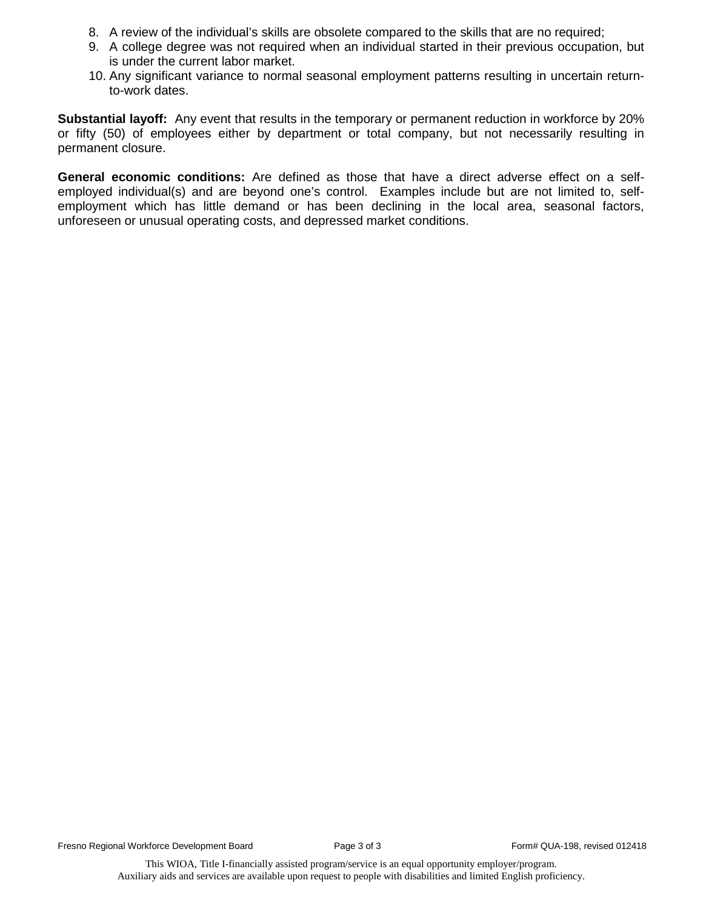8. A review of the individual's skills are obsolete compared to the skills that are no required;
9. A college degree was not required when an individual started in their previous occupation, but is under the current labor market.
10. Any significant variance to normal seasonal employment patterns resulting in uncertain return-to-work dates.

**Substantial layoff:** Any event that results in the temporary or permanent reduction in workforce by 20% or fifty (50) of employees either by department or total company, but not necessarily resulting in permanent closure.

**General economic conditions:** Are defined as those that have a direct adverse effect on a self-employed individual(s) and are beyond one's control. Examples include but are not limited to, self-employment which has little demand or has been declining in the local area, seasonal factors, unforeseen or unusual operating costs, and depressed market conditions.

This WIOA, Title I-financially assisted program/service is an equal opportunity employer/program.
Auxiliary aids and services are available upon request to people with disabilities and limited English proficiency.